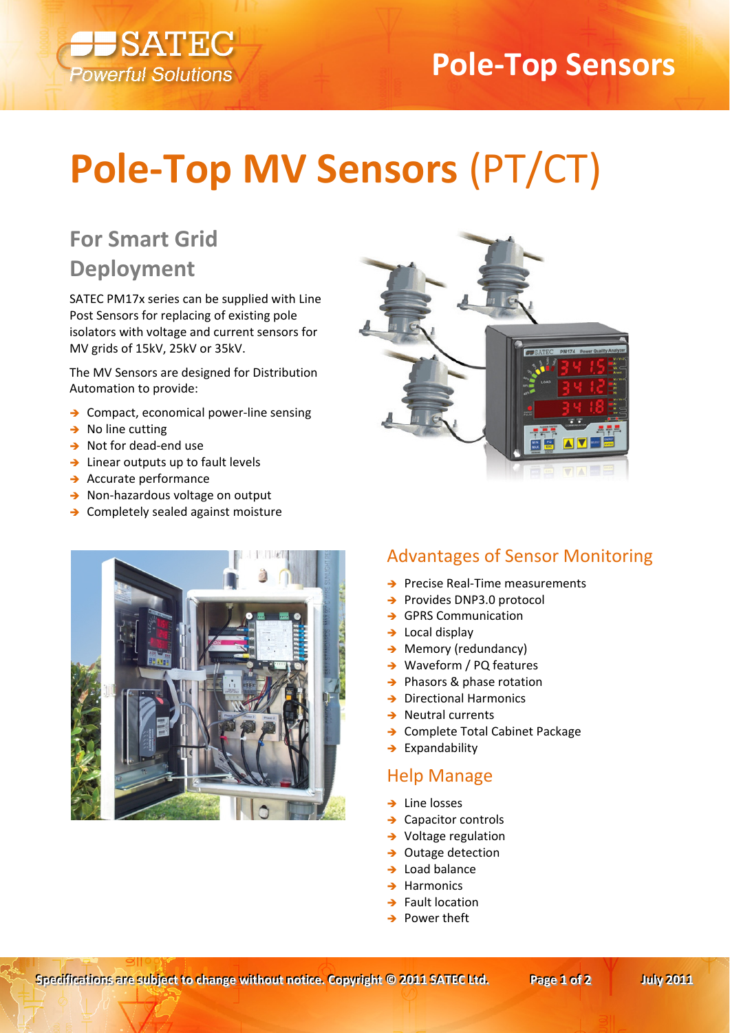# Pole-Top MV Sensors (PT/CT)

## For Smart Grid Deployment

SATEC PM17x series can be supplied with Line Post Sensors for replacing of existing pole isolators with voltage and current sensors for MV grids of 15kV, 25kV or 35kV.

The MV Sensors are designed for Distribution Automation to provide:

- Compact, economical power-line sensing
- No line cutting
- Not for dead-end use
- Linear outputs up to fault levels
- Accurate performance
- Non-hazardous voltage on output
- Completely sealed against moisture

## Advantages of Sensor Monitoring

- Precise Real-Time measurements
- Provides DNP3.0 protocol
- GPRS Communication
- Local display
- Memory (redundancy)
- Waveform / PQ features
- Phasors & phase rotation
- Directional Harmonics
- Neutral currents
- Complete Total Cabinet Package
- Expandability

## Help Manage

- Line losses
- Capacitor controls
- Voltage regulation
- Outage detection
- Load balance
- Harmonics
- Fault location
- Power theft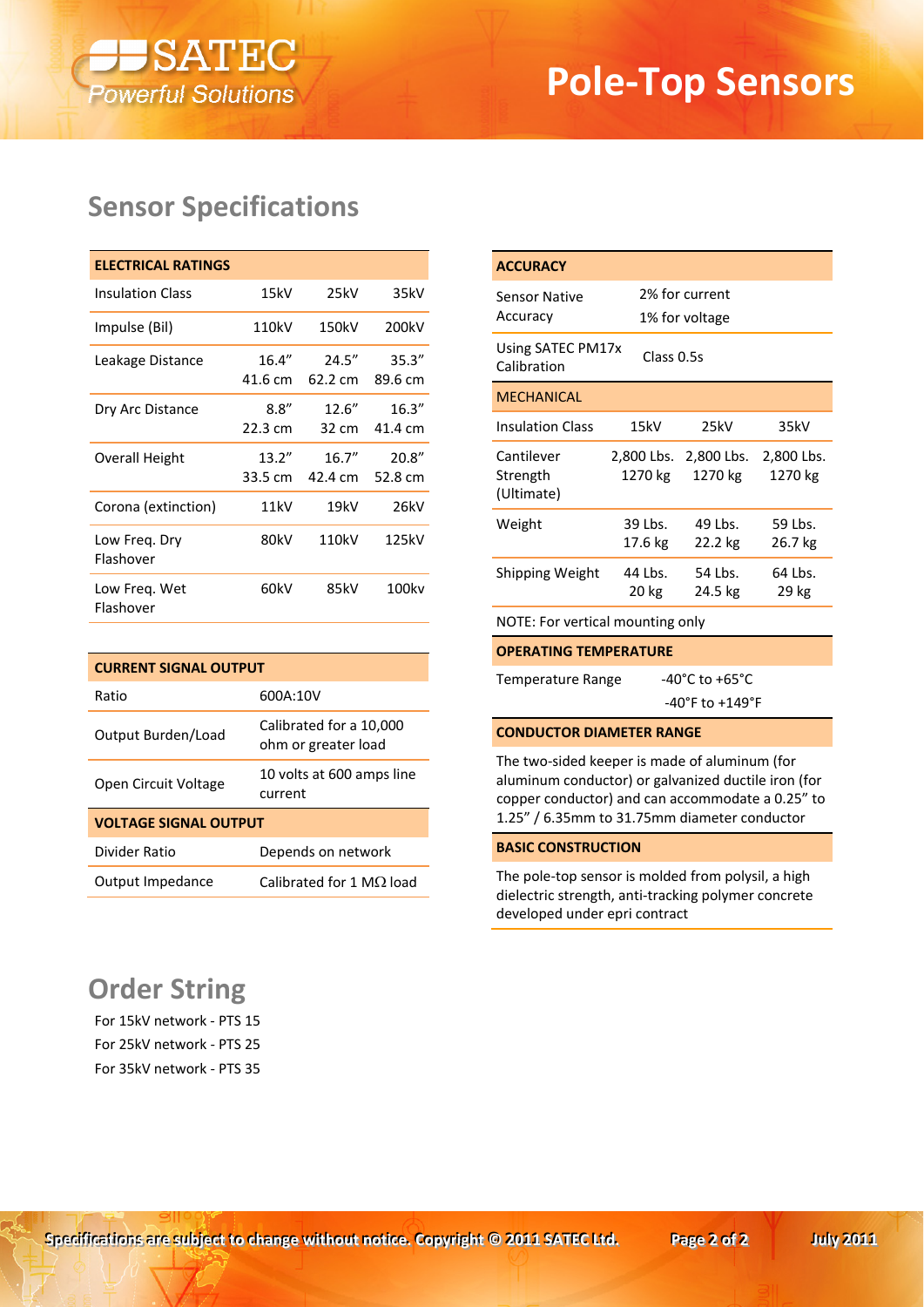## Sensor Specifications

| ELECTRICAL RATINGS | | | |
|---|---|---|---|
| Insulation Class | 15kV | 25kV | 35kV |
| Impulse (Bil) | 110kV | 150kV | 200kV |
| Leakage Distance | 16.4″ 41.6 cm | 24.5″ 62.2 cm | 35.3″ 89.6 cm |
| Dry Arc Distance | 8.8″ 22.3 cm | 12.6″ 32 cm | 16.3″ 41.4 cm |
| Overall Height | 13.2″ 33.5 cm | 16.7″ 42.4 cm | 20.8″ 52.8 cm |
| Corona (extinction) | 11kV | 19kV | 26kV |
| Low Freq. Dry Flashover | 80kV | 110kV | 125kV |
| Low Freq. Wet Flashover | 60kV | 85kV | 100kv |

| CURRENT SIGNAL OUTPUT | |
|---|---|
| Ratio | 600A:10V |
| Output Burden/Load | Calibrated for a 10,000 ohm or greater load |
| Open Circuit Voltage | 10 volts at 600 amps line current |
| **VOLTAGE SIGNAL OUTPUT** | |
| Divider Ratio | Depends on network |
| Output Impedance | Calibrated for 1 MΩ load |

| ACCURACY | |
|---|---|
| Sensor Native Accuracy | 2% for current<br>1% for voltage |
| Using SATEC PM17x Calibration | Class 0.5s |

| MECHANICAL | | | |
|---|---|---|---|
| Insulation Class | 15kV | 25kV | 35kV |
| Cantilever Strength (Ultimate) | 2,800 Lbs. 1270 kg | 2,800 Lbs. 1270 kg | 2,800 Lbs. 1270 kg |
| Weight | 39 Lbs. 17.6 kg | 49 Lbs. 22.2 kg | 59 Lbs. 26.7 kg |
| Shipping Weight | 44 Lbs. 20 kg | 54 Lbs. 24.5 kg | 64 Lbs. 29 kg |

NOTE: For vertical mounting only

| OPERATING TEMPERATURE | |
|---|---|
| Temperature Range | -40°C to +65°C<br>-40°F to +149°F |

**CONDUCTOR DIAMETER RANGE**

The two-sided keeper is made of aluminum (for aluminum conductor) or galvanized ductile iron (for copper conductor) and can accommodate a 0.25” to 1.25” / 6.35mm to 31.75mm diameter conductor

**BASIC CONSTRUCTION**

The pole-top sensor is molded from polysil, a high dielectric strength, anti-tracking polymer concrete developed under epri contract

## Order String

For 15kV network - PTS 15

For 25kV network - PTS 25

For 35kV network - PTS 35